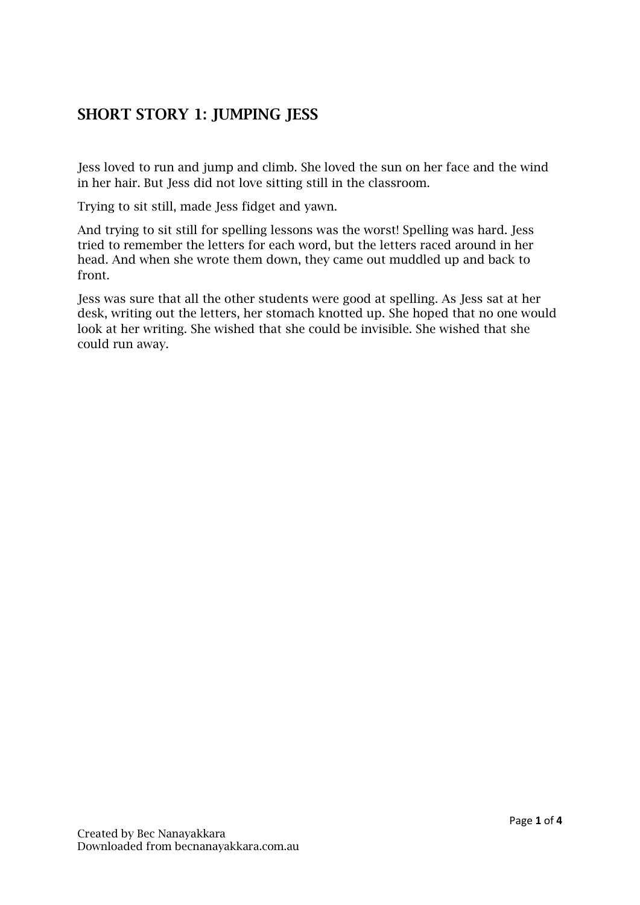## SHORT STORY 1: JUMPING JESS

Jess loved to run and jump and climb. She loved the sun on her face and the wind in her hair. But Jess did not love sitting still in the classroom.

Trying to sit still, made Jess fidget and yawn.

And trying to sit still for spelling lessons was the worst! Spelling was hard. Jess tried to remember the letters for each word, but the letters raced around in her head. And when she wrote them down, they came out muddled up and back to front.

Jess was sure that all the other students were good at spelling. As Jess sat at her desk, writing out the letters, her stomach knotted up. She hoped that no one would look at her writing. She wished that she could be invisible. She wished that she could run away.

Created by Bec Nanayakkara
Downloaded from becnanayakkara.com.au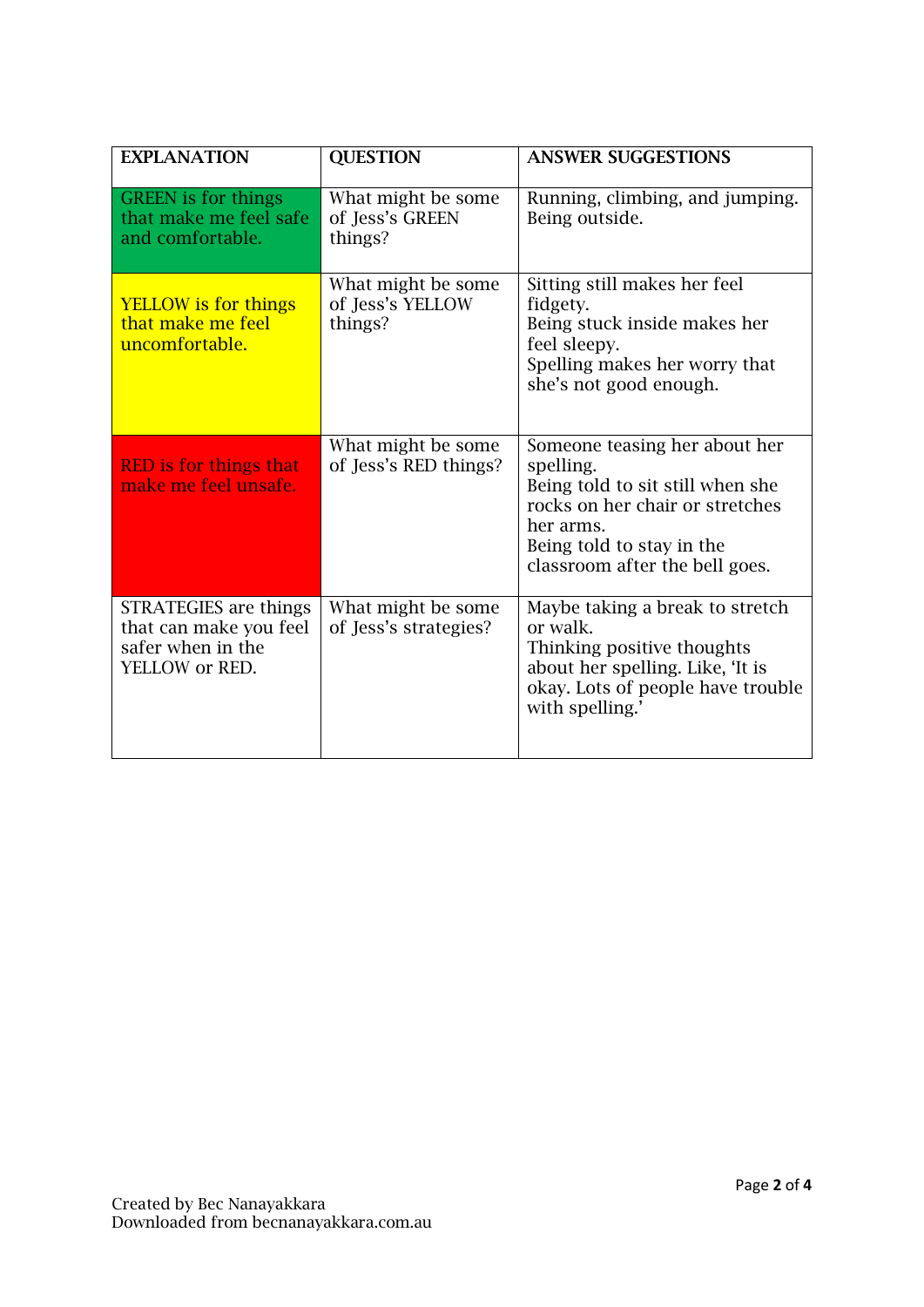| **EXPLANATION** | **QUESTION** | **ANSWER SUGGESTIONS** |
|---|---|---|
| GREEN is for things that make me feel safe and comfortable. | What might be some of Jess's GREEN things? | Running, climbing, and jumping. Being outside. |
| YELLOW is for things that make me feel uncomfortable. | What might be some of Jess's YELLOW things? | Sitting still makes her feel fidgety. Being stuck inside makes her feel sleepy. Spelling makes her worry that she's not good enough. |
| RED is for things that make me feel unsafe. | What might be some of Jess's RED things? | Someone teasing her about her spelling. Being told to sit still when she rocks on her chair or stretches her arms. Being told to stay in the classroom after the bell goes. |
| STRATEGIES are things that can make you feel safer when in the YELLOW or RED. | What might be some of Jess's strategies? | Maybe taking a break to stretch or walk. Thinking positive thoughts about her spelling. Like, 'It is okay. Lots of people have trouble with spelling.' |

Created by Bec Nanayakkara
Downloaded from becnanayakkara.com.au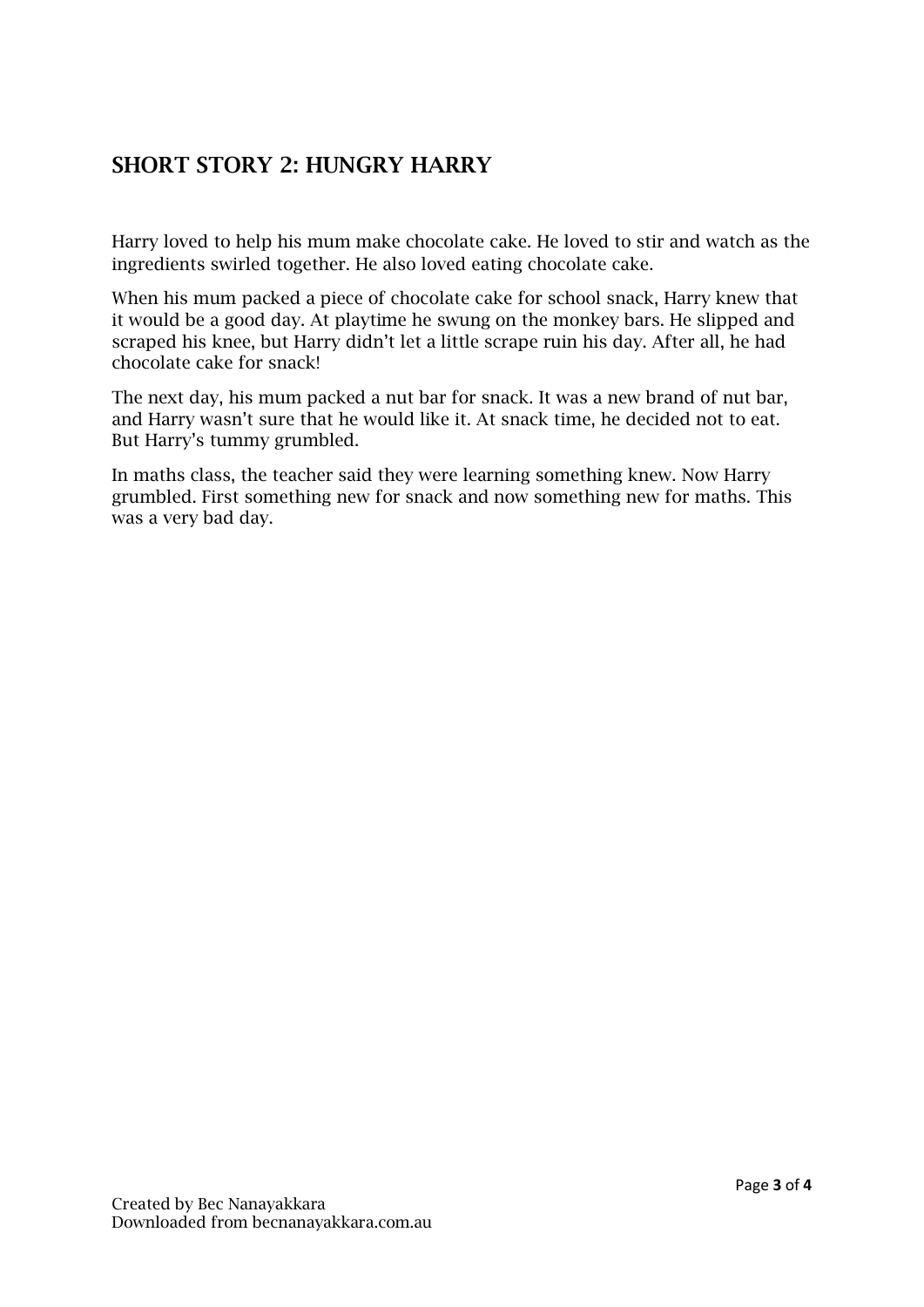## SHORT STORY 2: HUNGRY HARRY

Harry loved to help his mum make chocolate cake. He loved to stir and watch as the ingredients swirled together. He also loved eating chocolate cake.

When his mum packed a piece of chocolate cake for school snack, Harry knew that it would be a good day. At playtime he swung on the monkey bars. He slipped and scraped his knee, but Harry didn't let a little scrape ruin his day. After all, he had chocolate cake for snack!

The next day, his mum packed a nut bar for snack. It was a new brand of nut bar, and Harry wasn't sure that he would like it. At snack time, he decided not to eat. But Harry's tummy grumbled.

In maths class, the teacher said they were learning something knew. Now Harry grumbled. First something new for snack and now something new for maths. This was a very bad day.

Created by Bec Nanayakkara
Downloaded from becnanayakkara.com.au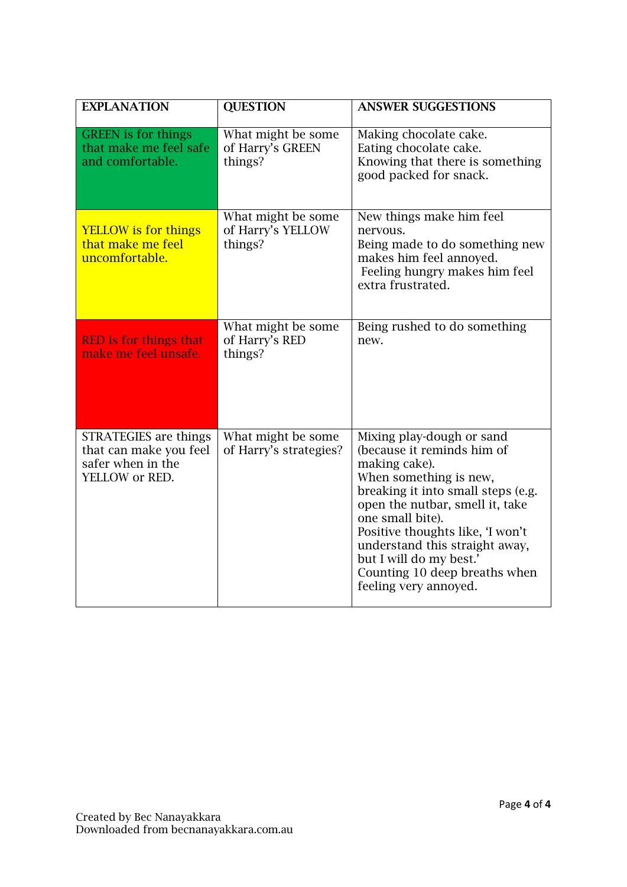| **EXPLANATION** | **QUESTION** | **ANSWER SUGGESTIONS** |
| --- | --- | --- |
| GREEN is for things that make me feel safe and comfortable. | What might be some of Harry's GREEN things? | Making chocolate cake.<br>Eating chocolate cake.<br>Knowing that there is something good packed for snack. |
| YELLOW is for things that make me feel uncomfortable. | What might be some of Harry's YELLOW things? | New things make him feel nervous.<br>Being made to do something new makes him feel annoyed.<br>Feeling hungry makes him feel extra frustrated. |
| RED is for things that make me feel unsafe. | What might be some of Harry's RED things? | Being rushed to do something new. |
| STRATEGIES are things that can make you feel safer when in the YELLOW or RED. | What might be some of Harry's strategies? | Mixing play-dough or sand (because it reminds him of making cake).<br>When something is new, breaking it into small steps (e.g. open the nutbar, smell it, take one small bite).<br>Positive thoughts like, 'I won't understand this straight away, but I will do my best.'<br>Counting 10 deep breaths when feeling very annoyed. |

Created by Bec Nanayakkara
Downloaded from becnanayakkara.com.au